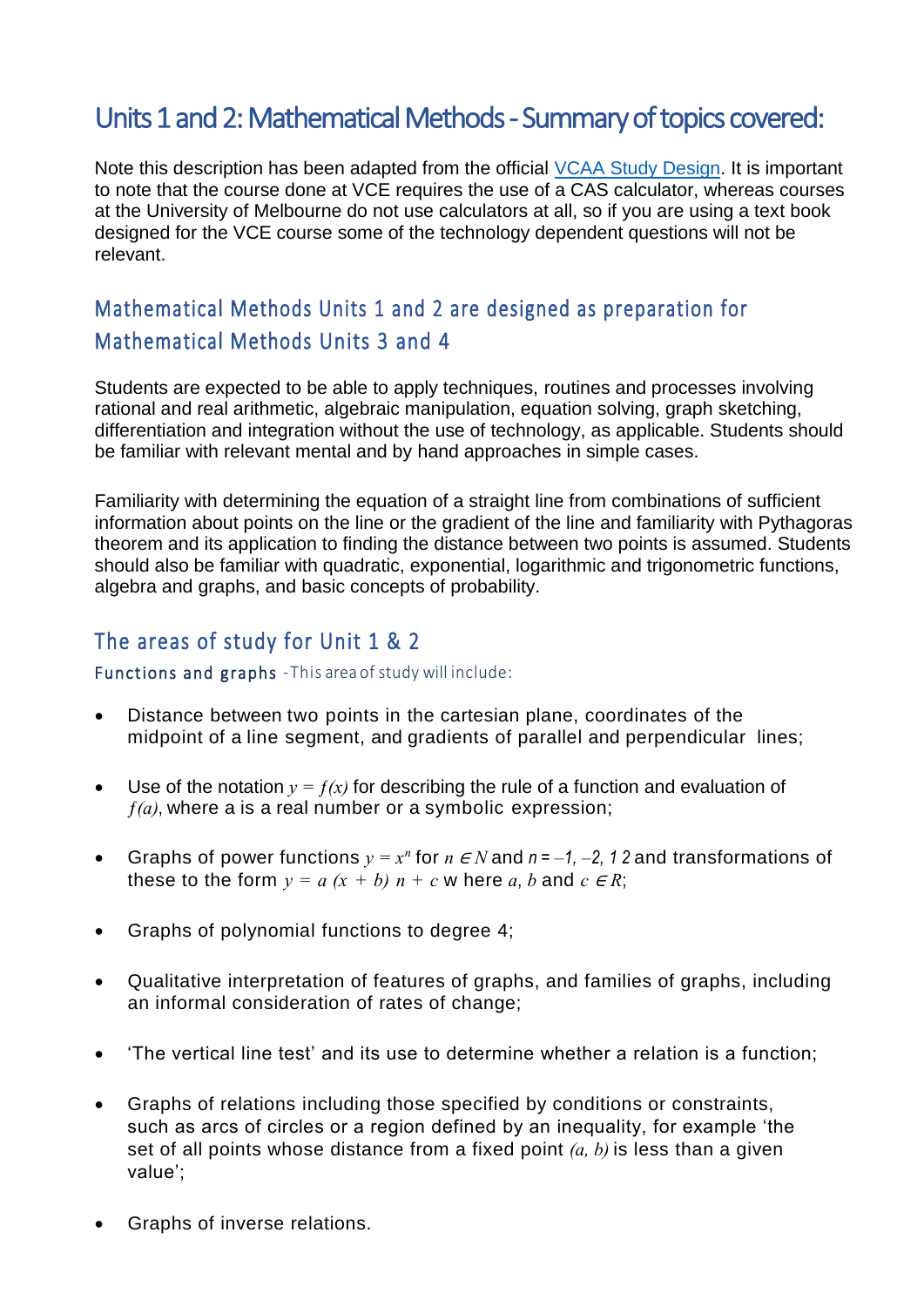# Units 1 and 2: Mathematical Methods - Summary of topics covered:

Note this description has been adapted from the official [VCAA Study Design](). It is important to note that the course done at VCE requires the use of a CAS calculator, whereas courses at the University of Melbourne do not use calculators at all, so if you are using a text book designed for the VCE course some of the technology dependent questions will not be relevant.

## Mathematical Methods Units 1 and 2 are designed as preparation for Mathematical Methods Units 3 and 4

Students are expected to be able to apply techniques, routines and processes involving rational and real arithmetic, algebraic manipulation, equation solving, graph sketching, differentiation and integration without the use of technology, as applicable. Students should be familiar with relevant mental and by hand approaches in simple cases.

Familiarity with determining the equation of a straight line from combinations of sufficient information about points on the line or the gradient of the line and familiarity with Pythagoras theorem and its application to finding the distance between two points is assumed. Students should also be familiar with quadratic, exponential, logarithmic and trigonometric functions, algebra and graphs, and basic concepts of probability.

## The areas of study for Unit 1 & 2

### Functions and graphs - This area of study will include:

- Distance between two points in the cartesian plane, coordinates of the midpoint of a line segment, and gradients of parallel and perpendicular lines;
- Use of the notation $y = f(x)$ for describing the rule of a function and evaluation of $f(a)$, where a is a real number or a symbolic expression;
- Graphs of power functions $y = x^n$ for $n \in N$ and $n = -1, -2, 1\ 2$ and transformations of these to the form $y = a\ (x + b)\ n + c$ w here $a$, $b$ and $c \in R$;
- Graphs of polynomial functions to degree 4;
- Qualitative interpretation of features of graphs, and families of graphs, including an informal consideration of rates of change;
- 'The vertical line test' and its use to determine whether a relation is a function;
- Graphs of relations including those specified by conditions or constraints, such as arcs of circles or a region defined by an inequality, for example 'the set of all points whose distance from a fixed point $(a, b)$ is less than a given value';
- Graphs of inverse relations.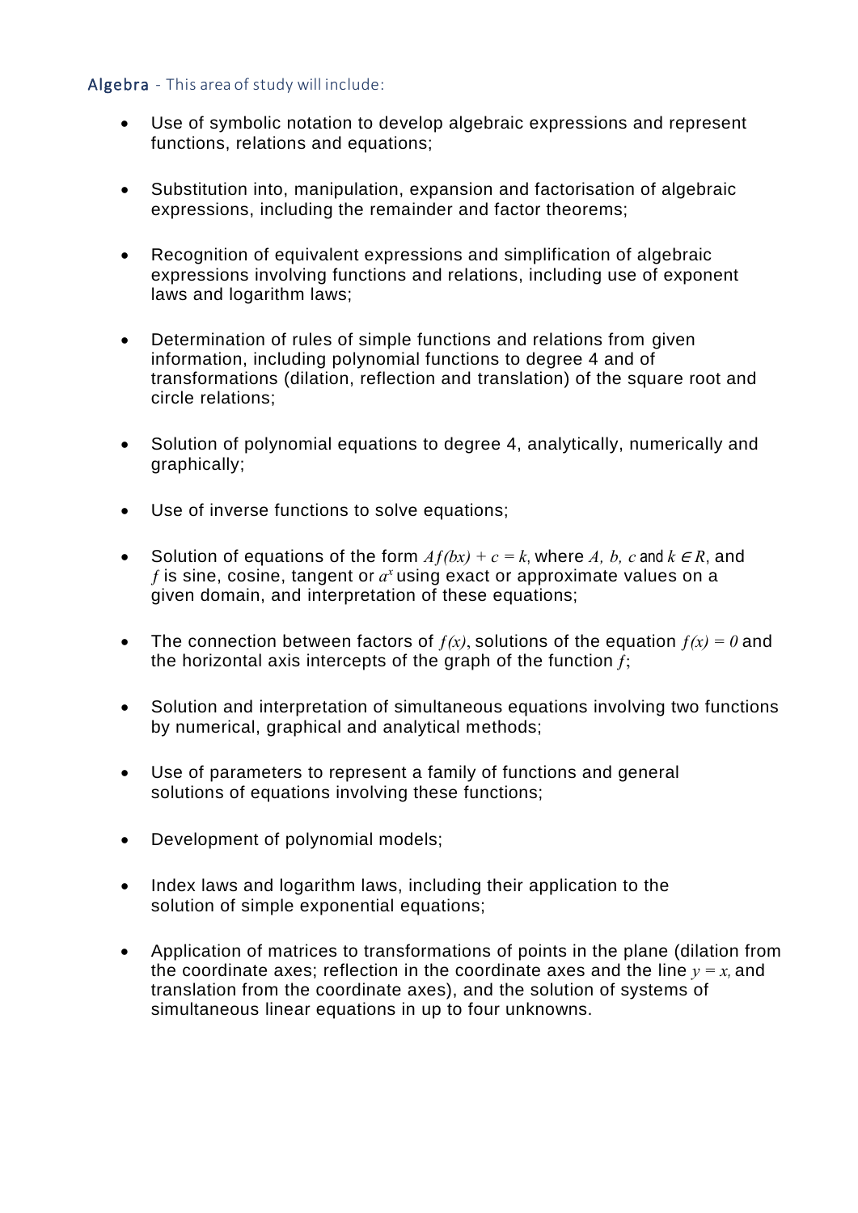**Algebra** - This area of study will include:

- Use of symbolic notation to develop algebraic expressions and represent functions, relations and equations;

- Substitution into, manipulation, expansion and factorisation of algebraic expressions, including the remainder and factor theorems;

- Recognition of equivalent expressions and simplification of algebraic expressions involving functions and relations, including use of exponent laws and logarithm laws;

- Determination of rules of simple functions and relations from given information, including polynomial functions to degree 4 and of transformations (dilation, reflection and translation) of the square root and circle relations;

- Solution of polynomial equations to degree 4, analytically, numerically and graphically;

- Use of inverse functions to solve equations;

- Solution of equations of the form $Af(bx) + c = k$, where $A, b, c$ and $k \in R$, and $f$ is sine, cosine, tangent or $a^x$ using exact or approximate values on a given domain, and interpretation of these equations;

- The connection between factors of $f(x)$, solutions of the equation $f(x) = 0$ and the horizontal axis intercepts of the graph of the function $f$;

- Solution and interpretation of simultaneous equations involving two functions by numerical, graphical and analytical methods;

- Use of parameters to represent a family of functions and general solutions of equations involving these functions;

- Development of polynomial models;

- Index laws and logarithm laws, including their application to the solution of simple exponential equations;

- Application of matrices to transformations of points in the plane (dilation from the coordinate axes; reflection in the coordinate axes and the line $y = x$, and translation from the coordinate axes), and the solution of systems of simultaneous linear equations in up to four unknowns.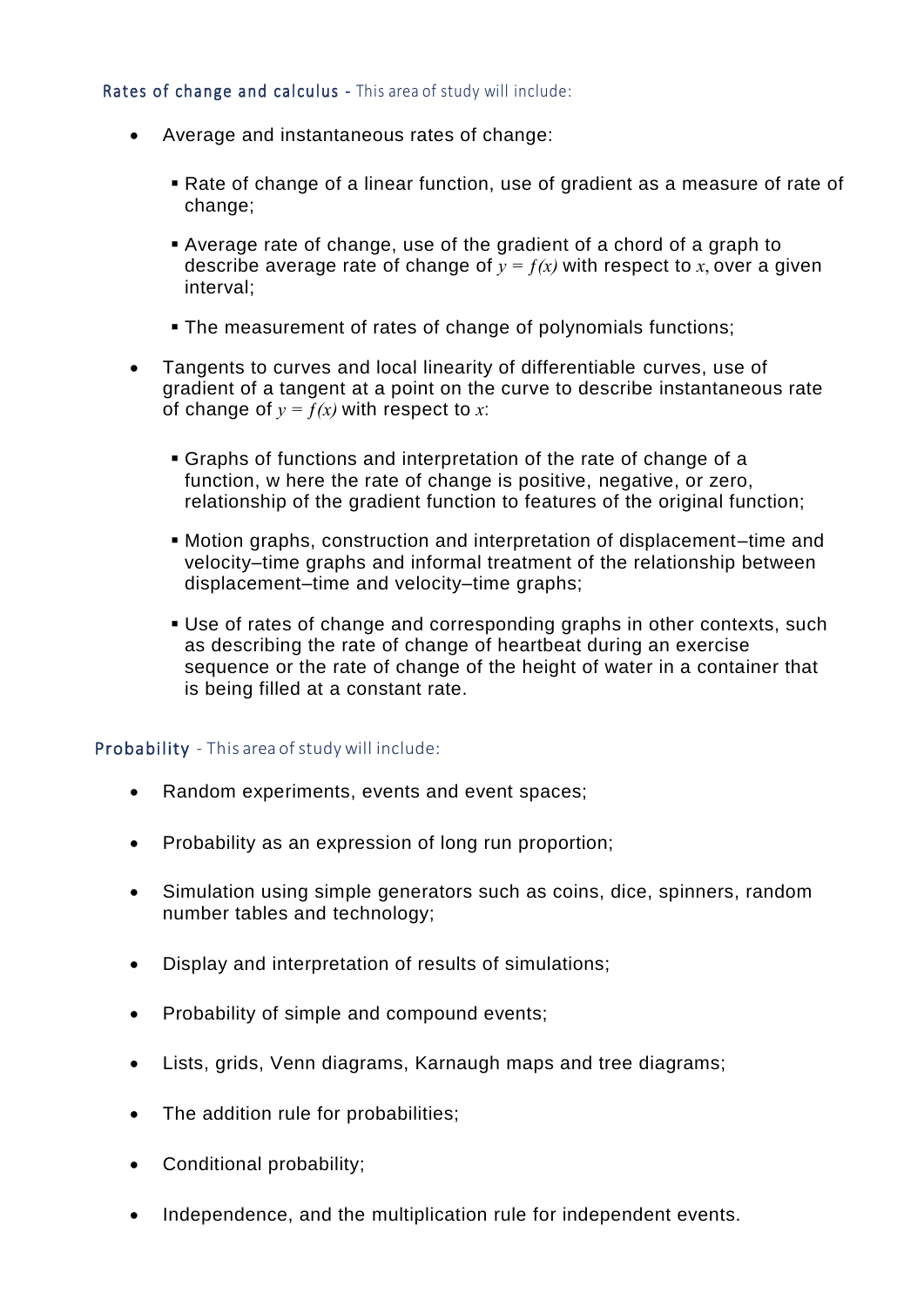**Rates of change and calculus** - This area of study will include:

- Average and instantaneous rates of change:
  - Rate of change of a linear function, use of gradient as a measure of rate of change;
  - Average rate of change, use of the gradient of a chord of a graph to describe average rate of change of $y = f(x)$ with respect to $x$, over a given interval;
  - The measurement of rates of change of polynomials functions;
- Tangents to curves and local linearity of differentiable curves, use of gradient of a tangent at a point on the curve to describe instantaneous rate of change of $y = f(x)$ with respect to $x$:
  - Graphs of functions and interpretation of the rate of change of a function, w here the rate of change is positive, negative, or zero, relationship of the gradient function to features of the original function;
  - Motion graphs, construction and interpretation of displacement–time and velocity–time graphs and informal treatment of the relationship between displacement–time and velocity–time graphs;
  - Use of rates of change and corresponding graphs in other contexts, such as describing the rate of change of heartbeat during an exercise sequence or the rate of change of the height of water in a container that is being filled at a constant rate.

**Probability** - This area of study will include:

- Random experiments, events and event spaces;
- Probability as an expression of long run proportion;
- Simulation using simple generators such as coins, dice, spinners, random number tables and technology;
- Display and interpretation of results of simulations;
- Probability of simple and compound events;
- Lists, grids, Venn diagrams, Karnaugh maps and tree diagrams;
- The addition rule for probabilities;
- Conditional probability;
- Independence, and the multiplication rule for independent events.